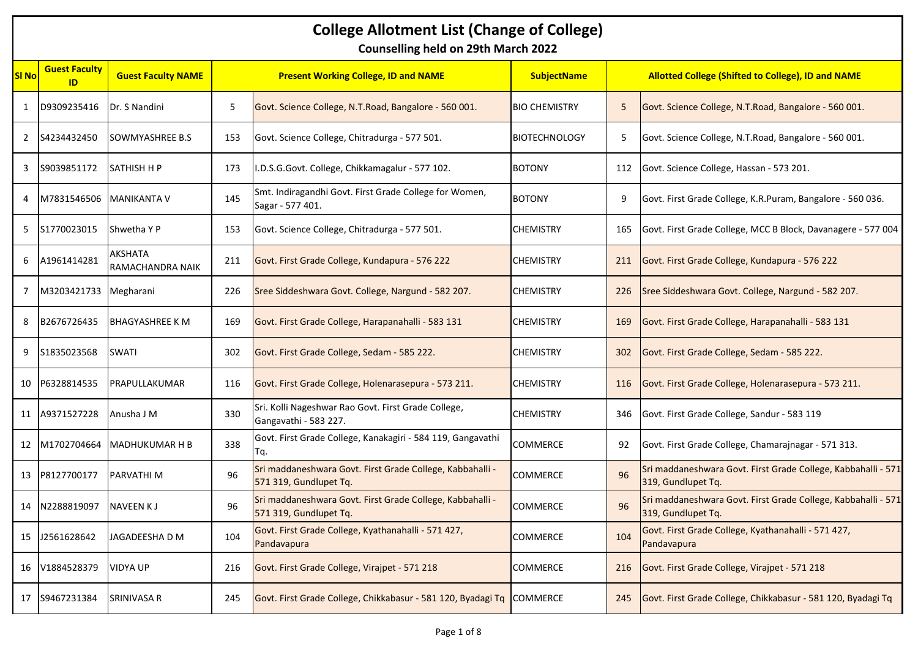# College Allotment List (Change of College)

## Counselling held on 29th March 2022

| Sl No | Guest Faculty ID | Guest Faculty NAME | Present Working College, ID and NAME | | SubjectName | Allotted College (Shifted to College), ID and NAME | |
|---|---|---|---|---|---|---|---|
| 1 | D9309235416 | Dr. S Nandini | 5 | Govt. Science College, N.T.Road, Bangalore - 560 001. | BIO CHEMISTRY | 5 | Govt. Science College, N.T.Road, Bangalore - 560 001. |
| 2 | S4234432450 | SOWMYASHREE B.S | 153 | Govt. Science College, Chitradurga - 577 501. | BIOTECHNOLOGY | 5 | Govt. Science College, N.T.Road, Bangalore - 560 001. |
| 3 | S9039851172 | SATHISH H P | 173 | I.D.S.G.Govt. College, Chikkamagalur - 577 102. | BOTONY | 112 | Govt. Science College, Hassan - 573 201. |
| 4 | M7831546506 | MANIKANTA V | 145 | Smt. Indiragandhi Govt. First Grade College for Women, Sagar - 577 401. | BOTONY | 9 | Govt. First Grade College, K.R.Puram, Bangalore - 560 036. |
| 5 | S1770023015 | Shwetha Y P | 153 | Govt. Science College, Chitradurga - 577 501. | CHEMISTRY | 165 | Govt. First Grade College, MCC B Block, Davanagere - 577 004 |
| 6 | A1961414281 | AKSHATA RAMACHANDRA NAIK | 211 | Govt. First Grade College, Kundapura - 576 222 | CHEMISTRY | 211 | Govt. First Grade College, Kundapura - 576 222 |
| 7 | M3203421733 | Megharani | 226 | Sree Siddeshwara Govt. College, Nargund - 582 207. | CHEMISTRY | 226 | Sree Siddeshwara Govt. College, Nargund - 582 207. |
| 8 | B2676726435 | BHAGYASHREE K M | 169 | Govt. First Grade College, Harapanahalli - 583 131 | CHEMISTRY | 169 | Govt. First Grade College, Harapanahalli - 583 131 |
| 9 | S1835023568 | SWATI | 302 | Govt. First Grade College, Sedam - 585 222. | CHEMISTRY | 302 | Govt. First Grade College, Sedam - 585 222. |
| 10 | P6328814535 | PRAPULLAKUMAR | 116 | Govt. First Grade College, Holenarasepura - 573 211. | CHEMISTRY | 116 | Govt. First Grade College, Holenarasepura - 573 211. |
| 11 | A9371527228 | Anusha J M | 330 | Sri. Kolli Nageshwar Rao Govt. First Grade College, Gangavathi - 583 227. | CHEMISTRY | 346 | Govt. First Grade College, Sandur - 583 119 |
| 12 | M1702704664 | MADHUKUMAR H B | 338 | Govt. First Grade College, Kanakagiri - 584 119, Gangavathi Tq. | COMMERCE | 92 | Govt. First Grade College, Chamarajnagar - 571 313. |
| 13 | P8127700177 | PARVATHI M | 96 | Sri maddaneshwara Govt. First Grade College, Kabbahalli - 571 319, Gundlupet Tq. | COMMERCE | 96 | Sri maddaneshwara Govt. First Grade College, Kabbahalli - 571 319, Gundlupet Tq. |
| 14 | N2288819097 | NAVEEN K J | 96 | Sri maddaneshwara Govt. First Grade College, Kabbahalli - 571 319, Gundlupet Tq. | COMMERCE | 96 | Sri maddaneshwara Govt. First Grade College, Kabbahalli - 571 319, Gundlupet Tq. |
| 15 | J2561628642 | JAGADEESHA D M | 104 | Govt. First Grade College, Kyathanahalli - 571 427, Pandavapura | COMMERCE | 104 | Govt. First Grade College, Kyathanahalli - 571 427, Pandavapura |
| 16 | V1884528379 | VIDYA UP | 216 | Govt. First Grade College, Virajpet - 571 218 | COMMERCE | 216 | Govt. First Grade College, Virajpet - 571 218 |
| 17 | S9467231384 | SRINIVASA R | 245 | Govt. First Grade College, Chikkabasur - 581 120, Byadagi Tq | COMMERCE | 245 | Govt. First Grade College, Chikkabasur - 581 120, Byadagi Tq |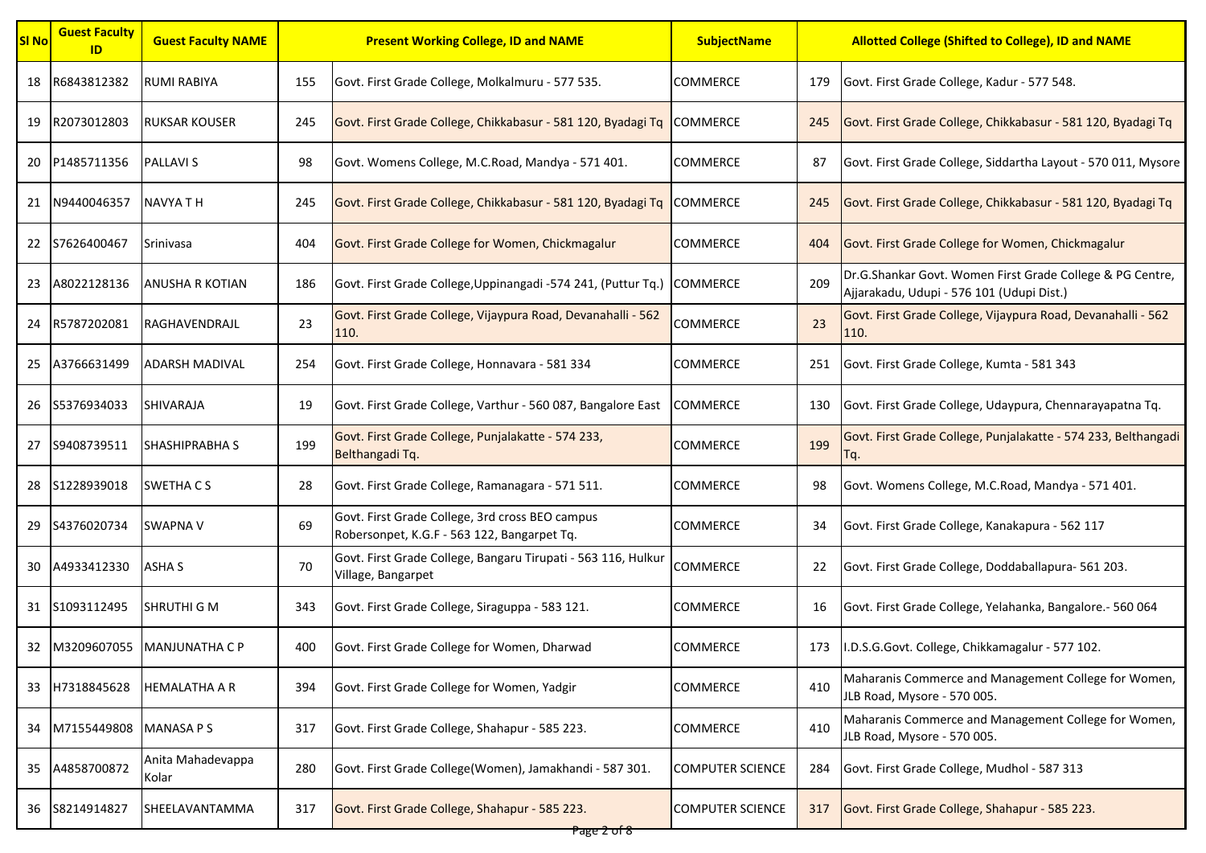| Sl No | Guest Faculty ID | Guest Faculty NAME | Present Working College, ID and NAME | | SubjectName | Allotted College (Shifted to College), ID and NAME | |
|---|---|---|---|---|---|---|---|
| 18 | R6843812382 | RUMI RABIYA | 155 | Govt. First Grade College, Molkalmuru - 577 535. | COMMERCE | 179 | Govt. First Grade College, Kadur - 577 548. |
| 19 | R2073012803 | RUKSAR KOUSER | 245 | Govt. First Grade College, Chikkabasur - 581 120, Byadagi Tq | COMMERCE | 245 | Govt. First Grade College, Chikkabasur - 581 120, Byadagi Tq |
| 20 | P1485711356 | PALLAVI S | 98 | Govt. Womens College, M.C.Road, Mandya - 571 401. | COMMERCE | 87 | Govt. First Grade College, Siddartha Layout - 570 011, Mysore |
| 21 | N9440046357 | NAVYA T H | 245 | Govt. First Grade College, Chikkabasur - 581 120, Byadagi Tq | COMMERCE | 245 | Govt. First Grade College, Chikkabasur - 581 120, Byadagi Tq |
| 22 | S7626400467 | Srinivasa | 404 | Govt. First Grade College for Women, Chickmagalur | COMMERCE | 404 | Govt. First Grade College for Women, Chickmagalur |
| 23 | A8022128136 | ANUSHA R KOTIAN | 186 | Govt. First Grade College,Uppinangadi -574 241, (Puttur Tq.) | COMMERCE | 209 | Dr.G.Shankar Govt. Women First Grade College & PG Centre, Ajjarakadu, Udupi - 576 101 (Udupi Dist.) |
| 24 | R5787202081 | RAGHAVENDRAJL | 23 | Govt. First Grade College, Vijaypura Road, Devanahalli - 562 110. | COMMERCE | 23 | Govt. First Grade College, Vijaypura Road, Devanahalli - 562 110. |
| 25 | A3766631499 | ADARSH MADIVAL | 254 | Govt. First Grade College, Honnavara - 581 334 | COMMERCE | 251 | Govt. First Grade College, Kumta - 581 343 |
| 26 | S5376934033 | SHIVARAJA | 19 | Govt. First Grade College, Varthur - 560 087, Bangalore East | COMMERCE | 130 | Govt. First Grade College, Udaypura, Chennarayapatna Tq. |
| 27 | S9408739511 | SHASHIPRABHA S | 199 | Govt. First Grade College, Punjalakatte - 574 233, Belthangadi Tq. | COMMERCE | 199 | Govt. First Grade College, Punjalakatte - 574 233, Belthangadi Tq. |
| 28 | S1228939018 | SWETHA C S | 28 | Govt. First Grade College, Ramanagara - 571 511. | COMMERCE | 98 | Govt. Womens College, M.C.Road, Mandya - 571 401. |
| 29 | S4376020734 | SWAPNA V | 69 | Govt. First Grade College, 3rd cross BEO campus Robersonpet, K.G.F - 563 122, Bangarpet Tq. | COMMERCE | 34 | Govt. First Grade College, Kanakapura - 562 117 |
| 30 | A4933412330 | ASHA S | 70 | Govt. First Grade College, Bangaru Tirupati - 563 116, Hulkur Village, Bangarpet | COMMERCE | 22 | Govt. First Grade College, Doddaballapura- 561 203. |
| 31 | S1093112495 | SHRUTHI G M | 343 | Govt. First Grade College, Siraguppa - 583 121. | COMMERCE | 16 | Govt. First Grade College, Yelahanka, Bangalore.- 560 064 |
| 32 | M3209607055 | MANJUNATHA C P | 400 | Govt. First Grade College for Women, Dharwad | COMMERCE | 173 | I.D.S.G.Govt. College, Chikkamagalur - 577 102. |
| 33 | H7318845628 | HEMALATHA A R | 394 | Govt. First Grade College for Women, Yadgir | COMMERCE | 410 | Maharanis Commerce and Management College for Women, JLB Road, Mysore - 570 005. |
| 34 | M7155449808 | MANASA P S | 317 | Govt. First Grade College, Shahapur - 585 223. | COMMERCE | 410 | Maharanis Commerce and Management College for Women, JLB Road, Mysore - 570 005. |
| 35 | A4858700872 | Anita Mahadevappa Kolar | 280 | Govt. First Grade College(Women), Jamakhandi - 587 301. | COMPUTER SCIENCE | 284 | Govt. First Grade College, Mudhol - 587 313 |
| 36 | S8214914827 | SHEELAVANTAMMA | 317 | Govt. First Grade College, Shahapur - 585 223. | COMPUTER SCIENCE | 317 | Govt. First Grade College, Shahapur - 585 223. |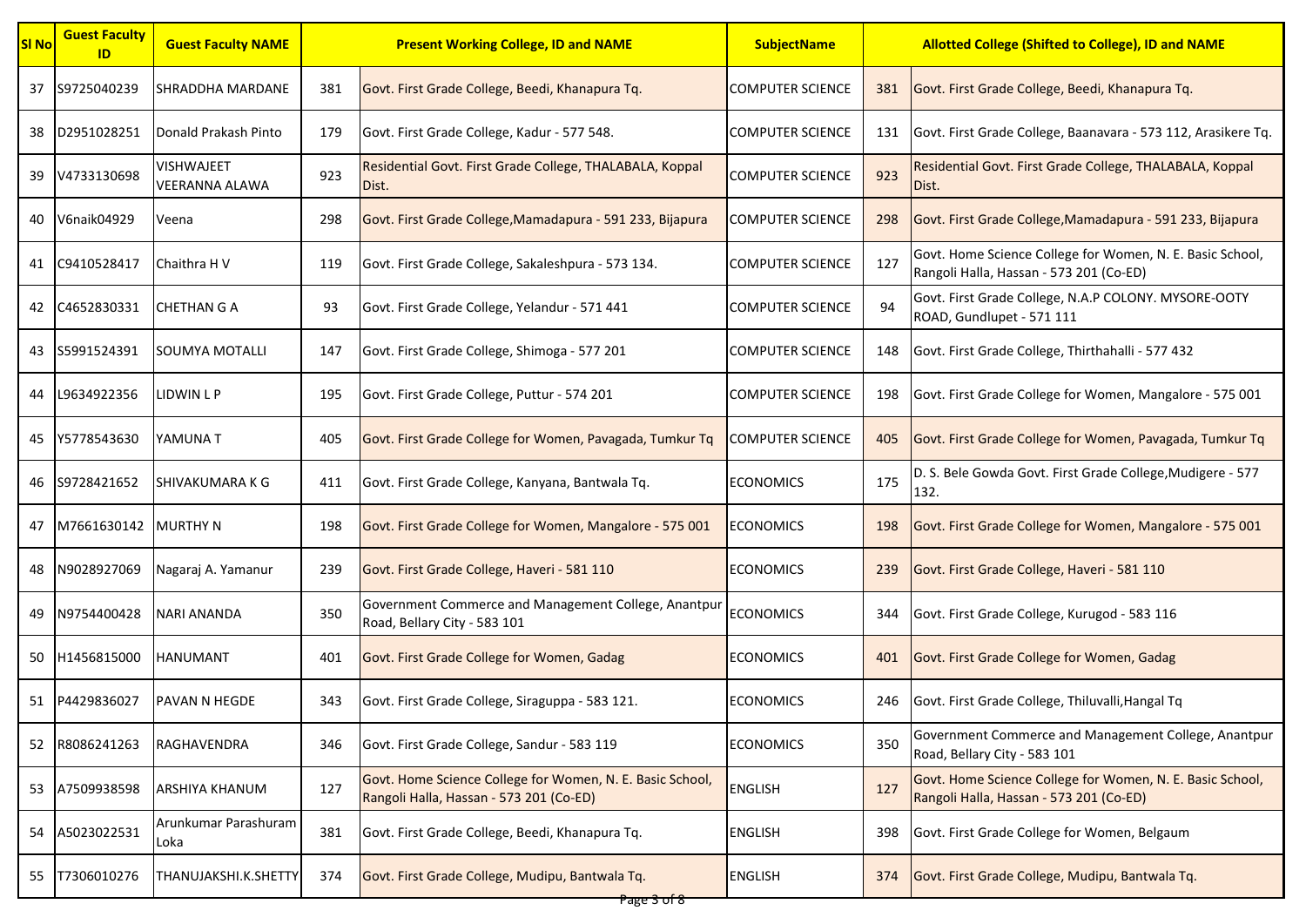| Sl No | Guest Faculty ID | Guest Faculty NAME | Present Working College, ID and NAME | | SubjectName | Allotted College (Shifted to College), ID and NAME | |
|---|---|---|---|---|---|---|---|
| 37 | S9725040239 | SHRADDHA MARDANE | 381 | Govt. First Grade College, Beedi, Khanapura Tq. | COMPUTER SCIENCE | 381 | Govt. First Grade College, Beedi, Khanapura Tq. |
| 38 | D2951028251 | Donald Prakash Pinto | 179 | Govt. First Grade College, Kadur - 577 548. | COMPUTER SCIENCE | 131 | Govt. First Grade College, Baanavara - 573 112, Arasikere Tq. |
| 39 | V4733130698 | VISHWAJEET VEERANNA ALAWA | 923 | Residential Govt. First Grade College, THALABALA, Koppal Dist. | COMPUTER SCIENCE | 923 | Residential Govt. First Grade College, THALABALA, Koppal Dist. |
| 40 | V6naik04929 | Veena | 298 | Govt. First Grade College,Mamadapura - 591 233, Bijapura | COMPUTER SCIENCE | 298 | Govt. First Grade College,Mamadapura - 591 233, Bijapura |
| 41 | C9410528417 | Chaithra H V | 119 | Govt. First Grade College, Sakaleshpura - 573 134. | COMPUTER SCIENCE | 127 | Govt. Home Science College for Women, N. E. Basic School, Rangoli Halla, Hassan - 573 201 (Co-ED) |
| 42 | C4652830331 | CHETHAN G A | 93 | Govt. First Grade College, Yelandur - 571 441 | COMPUTER SCIENCE | 94 | Govt. First Grade College, N.A.P COLONY. MYSORE-OOTY ROAD, Gundlupet - 571 111 |
| 43 | S5991524391 | SOUMYA MOTALLI | 147 | Govt. First Grade College, Shimoga - 577 201 | COMPUTER SCIENCE | 148 | Govt. First Grade College, Thirthahalli - 577 432 |
| 44 | L9634922356 | LIDWIN L P | 195 | Govt. First Grade College, Puttur - 574 201 | COMPUTER SCIENCE | 198 | Govt. First Grade College for Women, Mangalore - 575 001 |
| 45 | Y5778543630 | YAMUNA T | 405 | Govt. First Grade College for Women, Pavagada, Tumkur Tq | COMPUTER SCIENCE | 405 | Govt. First Grade College for Women, Pavagada, Tumkur Tq |
| 46 | S9728421652 | SHIVAKUMARA K G | 411 | Govt. First Grade College, Kanyana, Bantwala Tq. | ECONOMICS | 175 | D. S. Bele Gowda Govt. First Grade College,Mudigere - 577 132. |
| 47 | M7661630142 | MURTHY N | 198 | Govt. First Grade College for Women, Mangalore - 575 001 | ECONOMICS | 198 | Govt. First Grade College for Women, Mangalore - 575 001 |
| 48 | N9028927069 | Nagaraj A. Yamanur | 239 | Govt. First Grade College, Haveri - 581 110 | ECONOMICS | 239 | Govt. First Grade College, Haveri - 581 110 |
| 49 | N9754400428 | NARI ANANDA | 350 | Government Commerce and Management College, Anantpur Road, Bellary City - 583 101 | ECONOMICS | 344 | Govt. First Grade College, Kurugod - 583 116 |
| 50 | H1456815000 | HANUMANT | 401 | Govt. First Grade College for Women, Gadag | ECONOMICS | 401 | Govt. First Grade College for Women, Gadag |
| 51 | P4429836027 | PAVAN N HEGDE | 343 | Govt. First Grade College, Siraguppa - 583 121. | ECONOMICS | 246 | Govt. First Grade College, Thiluvalli,Hangal Tq |
| 52 | R8086241263 | RAGHAVENDRA | 346 | Govt. First Grade College, Sandur - 583 119 | ECONOMICS | 350 | Government Commerce and Management College, Anantpur Road, Bellary City - 583 101 |
| 53 | A7509938598 | ARSHIYA KHANUM | 127 | Govt. Home Science College for Women, N. E. Basic School, Rangoli Halla, Hassan - 573 201 (Co-ED) | ENGLISH | 127 | Govt. Home Science College for Women, N. E. Basic School, Rangoli Halla, Hassan - 573 201 (Co-ED) |
| 54 | A5023022531 | Arunkumar Parashuram Loka | 381 | Govt. First Grade College, Beedi, Khanapura Tq. | ENGLISH | 398 | Govt. First Grade College for Women, Belgaum |
| 55 | T7306010276 | THANUJAKSHI.K.SHETTY | 374 | Govt. First Grade College, Mudipu, Bantwala Tq. | ENGLISH | 374 | Govt. First Grade College, Mudipu, Bantwala Tq. |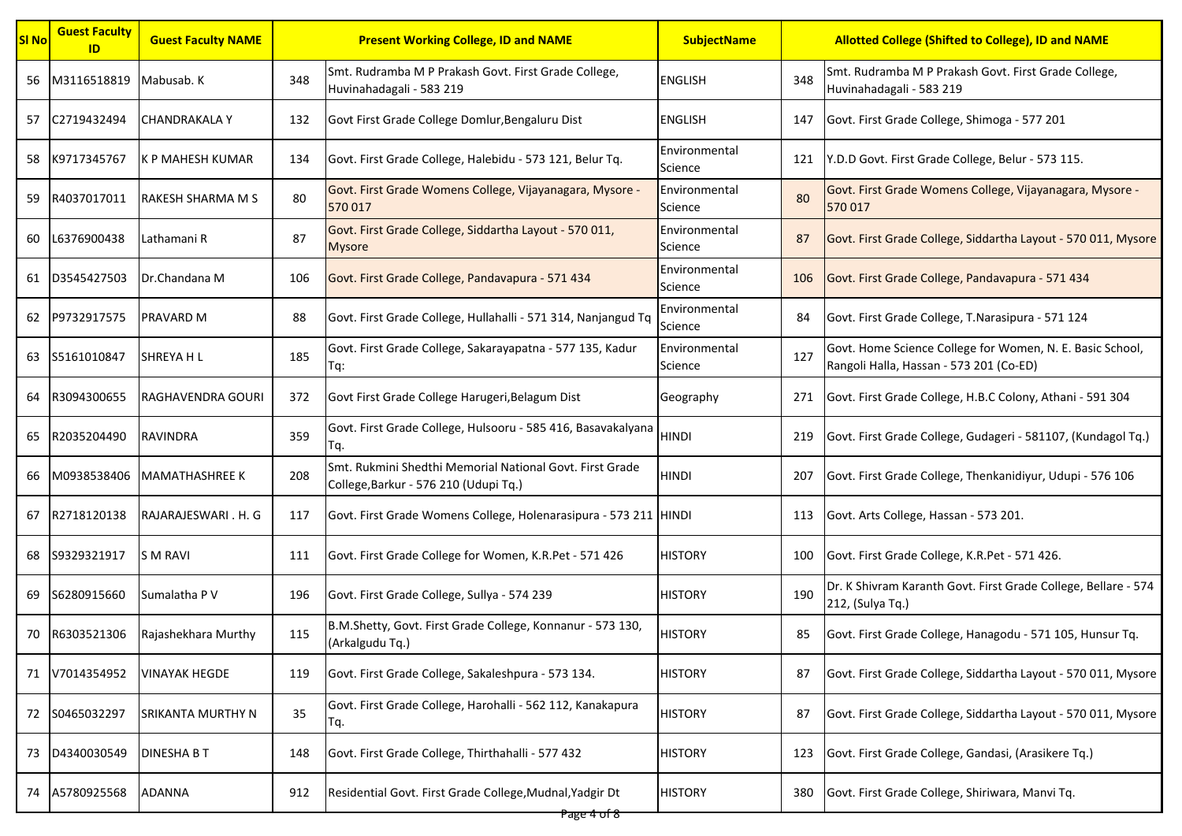| Sl No | Guest Faculty ID | Guest Faculty NAME | Present Working College, ID and NAME | | SubjectName | Allotted College (Shifted to College), ID and NAME | |
|---|---|---|---|---|---|---|---|
| 56 | M3116518819 | Mabusab. K | 348 | Smt. Rudramba M P Prakash Govt. First Grade College, Huvinahadagali - 583 219 | ENGLISH | 348 | Smt. Rudramba M P Prakash Govt. First Grade College, Huvinahadagali - 583 219 |
| 57 | C2719432494 | CHANDRAKALA Y | 132 | Govt First Grade College Domlur,Bengaluru Dist | ENGLISH | 147 | Govt. First Grade College, Shimoga - 577 201 |
| 58 | K9717345767 | K P MAHESH KUMAR | 134 | Govt. First Grade College, Halebidu - 573 121, Belur Tq. | Environmental Science | 121 | Y.D.D Govt. First Grade College, Belur - 573 115. |
| 59 | R4037017011 | RAKESH SHARMA M S | 80 | Govt. First Grade Womens College, Vijayanagara, Mysore - 570 017 | Environmental Science | 80 | Govt. First Grade Womens College, Vijayanagara, Mysore - 570 017 |
| 60 | L6376900438 | Lathamani R | 87 | Govt. First Grade College, Siddartha Layout - 570 011, Mysore | Environmental Science | 87 | Govt. First Grade College, Siddartha Layout - 570 011, Mysore |
| 61 | D3545427503 | Dr.Chandana M | 106 | Govt. First Grade College, Pandavapura - 571 434 | Environmental Science | 106 | Govt. First Grade College, Pandavapura - 571 434 |
| 62 | P9732917575 | PRAVARD M | 88 | Govt. First Grade College, Hullahalli - 571 314, Nanjangud Tq | Environmental Science | 84 | Govt. First Grade College, T.Narasipura - 571 124 |
| 63 | S5161010847 | SHREYA H L | 185 | Govt. First Grade College, Sakarayapatna - 577 135, Kadur Tq: | Environmental Science | 127 | Govt. Home Science College for Women, N. E. Basic School, Rangoli Halla, Hassan - 573 201 (Co-ED) |
| 64 | R3094300655 | RAGHAVENDRA GOURI | 372 | Govt First Grade College Harugeri,Belagum Dist | Geography | 271 | Govt. First Grade College, H.B.C Colony, Athani - 591 304 |
| 65 | R2035204490 | RAVINDRA | 359 | Govt. First Grade College, Hulsooru - 585 416, Basavakalyana Tq. | HINDI | 219 | Govt. First Grade College, Gudageri - 581107, (Kundagol Tq.) |
| 66 | M0938538406 | MAMATHASHREE K | 208 | Smt. Rukmini Shedthi Memorial National Govt. First Grade College,Barkur - 576 210 (Udupi Tq.) | HINDI | 207 | Govt. First Grade College, Thenkanidiyur, Udupi - 576 106 |
| 67 | R2718120138 | RAJARAJESWARI . H. G | 117 | Govt. First Grade Womens College, Holenarasipura - 573 211 | HINDI | 113 | Govt. Arts College, Hassan - 573 201. |
| 68 | S9329321917 | S M RAVI | 111 | Govt. First Grade College for Women, K.R.Pet - 571 426 | HISTORY | 100 | Govt. First Grade College, K.R.Pet - 571 426. |
| 69 | S6280915660 | Sumalatha P V | 196 | Govt. First Grade College, Sullya - 574 239 | HISTORY | 190 | Dr. K Shivram Karanth Govt. First Grade College, Bellare - 574 212, (Sulya Tq.) |
| 70 | R6303521306 | Rajashekhara Murthy | 115 | B.M.Shetty, Govt. First Grade College, Konnanur - 573 130, (Arkalgudu Tq.) | HISTORY | 85 | Govt. First Grade College, Hanagodu - 571 105, Hunsur Tq. |
| 71 | V7014354952 | VINAYAK HEGDE | 119 | Govt. First Grade College, Sakaleshpura - 573 134. | HISTORY | 87 | Govt. First Grade College, Siddartha Layout - 570 011, Mysore |
| 72 | S0465032297 | SRIKANTA MURTHY N | 35 | Govt. First Grade College, Harohalli - 562 112, Kanakapura Tq. | HISTORY | 87 | Govt. First Grade College, Siddartha Layout - 570 011, Mysore |
| 73 | D4340030549 | DINESHA B T | 148 | Govt. First Grade College, Thirthahalli - 577 432 | HISTORY | 123 | Govt. First Grade College, Gandasi, (Arasikere Tq.) |
| 74 | A5780925568 | ADANNA | 912 | Residential Govt. First Grade College,Mudnal,Yadgir Dt | HISTORY | 380 | Govt. First Grade College, Shiriwara, Manvi Tq. |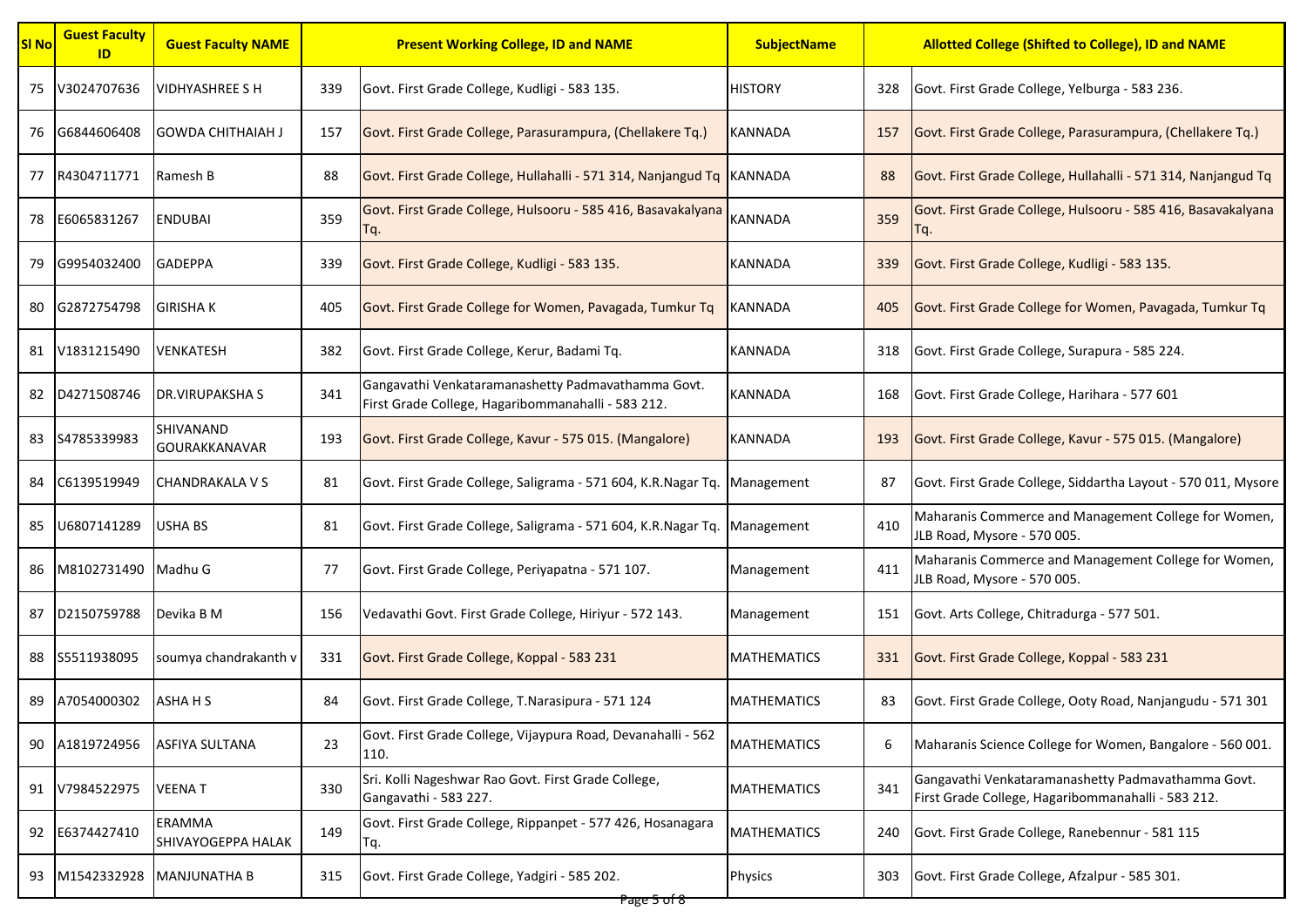| Sl No | Guest Faculty ID | Guest Faculty NAME | Present Working College, ID and NAME | | SubjectName | Allotted College (Shifted to College), ID and NAME | |
|---|---|---|---|---|---|---|---|
| 75 | V3024707636 | VIDHYASHREE S H | 339 | Govt. First Grade College, Kudligi - 583 135. | HISTORY | 328 | Govt. First Grade College, Yelburga - 583 236. |
| 76 | G6844606408 | GOWDA CHITHAIAH J | 157 | Govt. First Grade College, Parasurampura, (Chellakere Tq.) | KANNADA | 157 | Govt. First Grade College, Parasurampura, (Chellakere Tq.) |
| 77 | R4304711771 | Ramesh B | 88 | Govt. First Grade College, Hullahalli - 571 314, Nanjangud Tq | KANNADA | 88 | Govt. First Grade College, Hullahalli - 571 314, Nanjangud Tq |
| 78 | E6065831267 | ENDUBAI | 359 | Govt. First Grade College, Hulsooru - 585 416, Basavakalyana Tq. | KANNADA | 359 | Govt. First Grade College, Hulsooru - 585 416, Basavakalyana Tq. |
| 79 | G9954032400 | GADEPPA | 339 | Govt. First Grade College, Kudligi - 583 135. | KANNADA | 339 | Govt. First Grade College, Kudligi - 583 135. |
| 80 | G2872754798 | GIRISHA K | 405 | Govt. First Grade College for Women, Pavagada, Tumkur Tq | KANNADA | 405 | Govt. First Grade College for Women, Pavagada, Tumkur Tq |
| 81 | V1831215490 | VENKATESH | 382 | Govt. First Grade College, Kerur, Badami Tq. | KANNADA | 318 | Govt. First Grade College, Surapura - 585 224. |
| 82 | D4271508746 | DR.VIRUPAKSHA S | 341 | Gangavathi Venkataramanashetty Padmavathamma Govt. First Grade College, Hagaribommanahalli - 583 212. | KANNADA | 168 | Govt. First Grade College, Harihara - 577 601 |
| 83 | S4785339983 | SHIVANAND GOURAKKANAVAR | 193 | Govt. First Grade College, Kavur - 575 015. (Mangalore) | KANNADA | 193 | Govt. First Grade College, Kavur - 575 015. (Mangalore) |
| 84 | C6139519949 | CHANDRAKALA V S | 81 | Govt. First Grade College, Saligrama - 571 604, K.R.Nagar Tq. | Management | 87 | Govt. First Grade College, Siddartha Layout - 570 011, Mysore |
| 85 | U6807141289 | USHA BS | 81 | Govt. First Grade College, Saligrama - 571 604, K.R.Nagar Tq. | Management | 410 | Maharanis Commerce and Management College for Women, JLB Road, Mysore - 570 005. |
| 86 | M8102731490 | Madhu G | 77 | Govt. First Grade College, Periyapatna - 571 107. | Management | 411 | Maharanis Commerce and Management College for Women, JLB Road, Mysore - 570 005. |
| 87 | D2150759788 | Devika B M | 156 | Vedavathi Govt. First Grade College, Hiriyur - 572 143. | Management | 151 | Govt. Arts College, Chitradurga - 577 501. |
| 88 | S5511938095 | soumya chandrakanth v | 331 | Govt. First Grade College, Koppal - 583 231 | MATHEMATICS | 331 | Govt. First Grade College, Koppal - 583 231 |
| 89 | A7054000302 | ASHA H S | 84 | Govt. First Grade College, T.Narasipura - 571 124 | MATHEMATICS | 83 | Govt. First Grade College, Ooty Road, Nanjangudu - 571 301 |
| 90 | A1819724956 | ASFIYA SULTANA | 23 | Govt. First Grade College, Vijaypura Road, Devanahalli - 562 110. | MATHEMATICS | 6 | Maharanis Science College for Women, Bangalore - 560 001. |
| 91 | V7984522975 | VEENA T | 330 | Sri. Kolli Nageshwar Rao Govt. First Grade College, Gangavathi - 583 227. | MATHEMATICS | 341 | Gangavathi Venkataramanashetty Padmavathamma Govt. First Grade College, Hagaribommanahalli - 583 212. |
| 92 | E6374427410 | ERAMMA SHIVAYOGEPPA HALAK | 149 | Govt. First Grade College, Rippanpet - 577 426, Hosanagara Tq. | MATHEMATICS | 240 | Govt. First Grade College, Ranebennur - 581 115 |
| 93 | M1542332928 | MANJUNATHA B | 315 | Govt. First Grade College, Yadgiri - 585 202. | Physics | 303 | Govt. First Grade College, Afzalpur - 585 301. |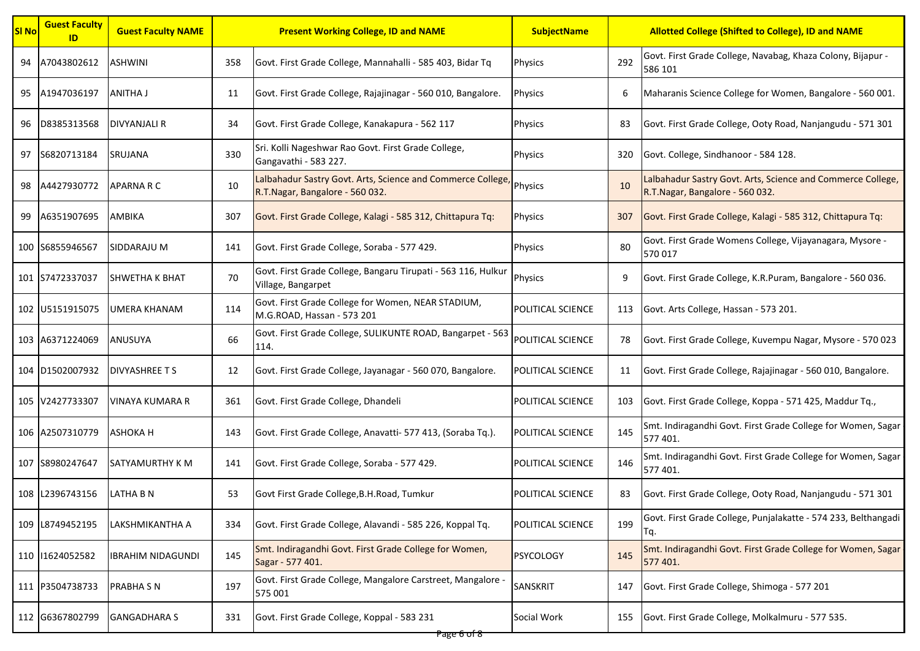| Sl No | Guest Faculty ID | Guest Faculty NAME | Present Working College, ID and NAME | | SubjectName | Allotted College (Shifted to College), ID and NAME | |
|---|---|---|---|---|---|---|---|
| 94 | A7043802612 | ASHWINI | 358 | Govt. First Grade College, Mannahalli - 585 403, Bidar Tq | Physics | 292 | Govt. First Grade College, Navabag, Khaza Colony, Bijapur - 586 101 |
| 95 | A1947036197 | ANITHA J | 11 | Govt. First Grade College, Rajajinagar - 560 010, Bangalore. | Physics | 6 | Maharanis Science College for Women, Bangalore - 560 001. |
| 96 | D8385313568 | DIVYANJALI R | 34 | Govt. First Grade College, Kanakapura - 562 117 | Physics | 83 | Govt. First Grade College, Ooty Road, Nanjangudu - 571 301 |
| 97 | S6820713184 | SRUJANA | 330 | Sri. Kolli Nageshwar Rao Govt. First Grade College, Gangavathi - 583 227. | Physics | 320 | Govt. College, Sindhanoor - 584 128. |
| 98 | A4427930772 | APARNA R C | 10 | Lalbahadur Sastry Govt. Arts, Science and Commerce College, R.T.Nagar, Bangalore - 560 032. | Physics | 10 | Lalbahadur Sastry Govt. Arts, Science and Commerce College, R.T.Nagar, Bangalore - 560 032. |
| 99 | A6351907695 | AMBIKA | 307 | Govt. First Grade College, Kalagi - 585 312, Chittapura Tq: | Physics | 307 | Govt. First Grade College, Kalagi - 585 312, Chittapura Tq: |
| 100 | S6855946567 | SIDDARAJU M | 141 | Govt. First Grade College, Soraba - 577 429. | Physics | 80 | Govt. First Grade Womens College, Vijayanagara, Mysore - 570 017 |
| 101 | S7472337037 | SHWETHA K BHAT | 70 | Govt. First Grade College, Bangaru Tirupati - 563 116, Hulkur Village, Bangarpet | Physics | 9 | Govt. First Grade College, K.R.Puram, Bangalore - 560 036. |
| 102 | U5151915075 | UMERA KHANAM | 114 | Govt. First Grade College for Women, NEAR STADIUM, M.G.ROAD, Hassan - 573 201 | POLITICAL SCIENCE | 113 | Govt. Arts College, Hassan - 573 201. |
| 103 | A6371224069 | ANUSUYA | 66 | Govt. First Grade College, SULIKUNTE ROAD, Bangarpet - 563 114. | POLITICAL SCIENCE | 78 | Govt. First Grade College, Kuvempu Nagar, Mysore - 570 023 |
| 104 | D1502007932 | DIVYASHREE T S | 12 | Govt. First Grade College, Jayanagar - 560 070, Bangalore. | POLITICAL SCIENCE | 11 | Govt. First Grade College, Rajajinagar - 560 010, Bangalore. |
| 105 | V2427733307 | VINAYA KUMARA R | 361 | Govt. First Grade College, Dhandeli | POLITICAL SCIENCE | 103 | Govt. First Grade College, Koppa - 571 425, Maddur Tq., |
| 106 | A2507310779 | ASHOKA H | 143 | Govt. First Grade College, Anavatti- 577 413, (Soraba Tq.). | POLITICAL SCIENCE | 145 | Smt. Indiragandhi Govt. First Grade College for Women, Sagar 577 401. |
| 107 | S8980247647 | SATYAMURTHY K M | 141 | Govt. First Grade College, Soraba - 577 429. | POLITICAL SCIENCE | 146 | Smt. Indiragandhi Govt. First Grade College for Women, Sagar 577 401. |
| 108 | L2396743156 | LATHA B N | 53 | Govt First Grade College,B.H.Road, Tumkur | POLITICAL SCIENCE | 83 | Govt. First Grade College, Ooty Road, Nanjangudu - 571 301 |
| 109 | L8749452195 | LAKSHMIKANTHA A | 334 | Govt. First Grade College, Alavandi - 585 226, Koppal Tq. | POLITICAL SCIENCE | 199 | Govt. First Grade College, Punjalakatte - 574 233, Belthangadi Tq. |
| 110 | I1624052582 | IBRAHIM NIDAGUNDI | 145 | Smt. Indiragandhi Govt. First Grade College for Women, Sagar - 577 401. | PSYCOLOGY | 145 | Smt. Indiragandhi Govt. First Grade College for Women, Sagar 577 401. |
| 111 | P3504738733 | PRABHA S N | 197 | Govt. First Grade College, Mangalore Carstreet, Mangalore - 575 001 | SANSKRIT | 147 | Govt. First Grade College, Shimoga - 577 201 |
| 112 | G6367802799 | GANGADHARA S | 331 | Govt. First Grade College, Koppal - 583 231 | Social Work | 155 | Govt. First Grade College, Molkalmuru - 577 535. |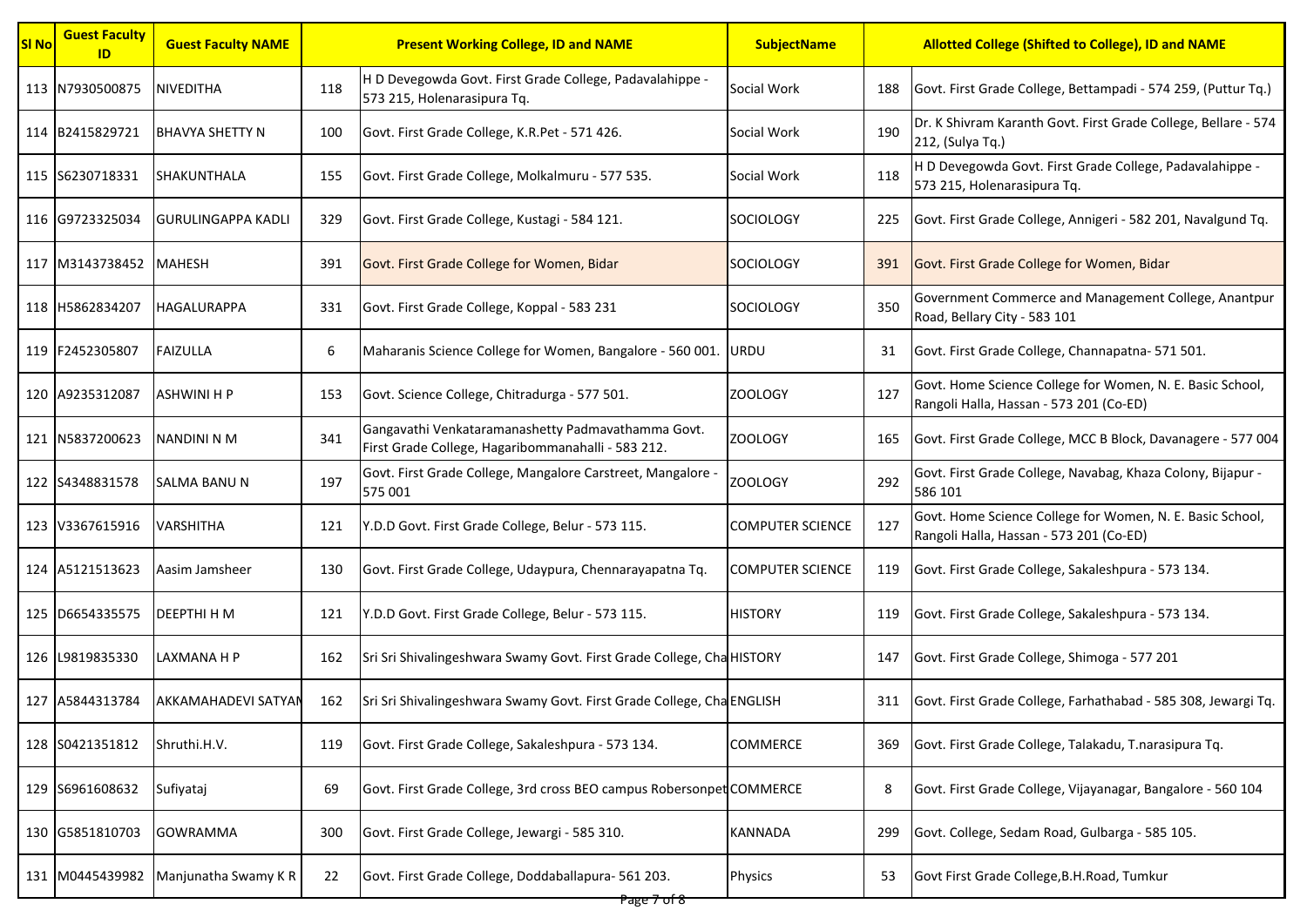| Sl No | Guest Faculty ID | Guest Faculty NAME | Present Working College, ID and NAME | | SubjectName | Allotted College (Shifted to College), ID and NAME | |
|---|---|---|---|---|---|---|---|
| 113 | N7930500875 | NIVEDITHA | 118 | H D Devegowda Govt. First Grade College, Padavalahippe - 573 215, Holenarasipura Tq. | Social Work | 188 | Govt. First Grade College, Bettampadi - 574 259, (Puttur Tq.) |
| 114 | B2415829721 | BHAVYA SHETTY N | 100 | Govt. First Grade College, K.R.Pet - 571 426. | Social Work | 190 | Dr. K Shivram Karanth Govt. First Grade College, Bellare - 574 212, (Sulya Tq.) |
| 115 | S6230718331 | SHAKUNTHALA | 155 | Govt. First Grade College, Molkalmuru - 577 535. | Social Work | 118 | H D Devegowda Govt. First Grade College, Padavalahippe - 573 215, Holenarasipura Tq. |
| 116 | G9723325034 | GURULINGAPPA KADLI | 329 | Govt. First Grade College, Kustagi - 584 121. | SOCIOLOGY | 225 | Govt. First Grade College, Annigeri - 582 201, Navalgund Tq. |
| 117 | M3143738452 | MAHESH | 391 | Govt. First Grade College for Women, Bidar | SOCIOLOGY | 391 | Govt. First Grade College for Women, Bidar |
| 118 | H5862834207 | HAGALURAPPA | 331 | Govt. First Grade College, Koppal - 583 231 | SOCIOLOGY | 350 | Government Commerce and Management College, Anantpur Road, Bellary City - 583 101 |
| 119 | F2452305807 | FAIZULLA | 6 | Maharanis Science College for Women, Bangalore - 560 001. | URDU | 31 | Govt. First Grade College, Channapatna- 571 501. |
| 120 | A9235312087 | ASHWINI H P | 153 | Govt. Science College, Chitradurga - 577 501. | ZOOLOGY | 127 | Govt. Home Science College for Women, N. E. Basic School, Rangoli Halla, Hassan - 573 201 (Co-ED) |
| 121 | N5837200623 | NANDINI N M | 341 | Gangavathi Venkataramanashetty Padmavathamma Govt. First Grade College, Hagaribommanahalli - 583 212. | ZOOLOGY | 165 | Govt. First Grade College, MCC B Block, Davanagere - 577 004 |
| 122 | S4348831578 | SALMA BANU N | 197 | Govt. First Grade College, Mangalore Carstreet, Mangalore - 575 001 | ZOOLOGY | 292 | Govt. First Grade College, Navabag, Khaza Colony, Bijapur - 586 101 |
| 123 | V3367615916 | VARSHITHA | 121 | Y.D.D Govt. First Grade College, Belur - 573 115. | COMPUTER SCIENCE | 127 | Govt. Home Science College for Women, N. E. Basic School, Rangoli Halla, Hassan - 573 201 (Co-ED) |
| 124 | A5121513623 | Aasim Jamsheer | 130 | Govt. First Grade College, Udaypura, Chennarayapatna Tq. | COMPUTER SCIENCE | 119 | Govt. First Grade College, Sakaleshpura - 573 134. |
| 125 | D6654335575 | DEEPTHI H M | 121 | Y.D.D Govt. First Grade College, Belur - 573 115. | HISTORY | 119 | Govt. First Grade College, Sakaleshpura - 573 134. |
| 126 | L9819835330 | LAXMANA H P | 162 | Sri Sri Shivalingeshwara Swamy Govt. First Grade College, Cha | HISTORY | 147 | Govt. First Grade College, Shimoga - 577 201 |
| 127 | A5844313784 | AKKAMAHADEVI SATYAN | 162 | Sri Sri Shivalingeshwara Swamy Govt. First Grade College, Cha | ENGLISH | 311 | Govt. First Grade College, Farhathabad - 585 308, Jewargi Tq. |
| 128 | S0421351812 | Shruthi.H.V. | 119 | Govt. First Grade College, Sakaleshpura - 573 134. | COMMERCE | 369 | Govt. First Grade College, Talakadu, T.narasipura Tq. |
| 129 | S6961608632 | Sufiyataj | 69 | Govt. First Grade College, 3rd cross BEO campus Robersonpet | COMMERCE | 8 | Govt. First Grade College, Vijayanagar, Bangalore - 560 104 |
| 130 | G5851810703 | GOWRAMMA | 300 | Govt. First Grade College, Jewargi - 585 310. | KANNADA | 299 | Govt. College, Sedam Road, Gulbarga - 585 105. |
| 131 | M0445439982 | Manjunatha Swamy K R | 22 | Govt. First Grade College, Doddaballapura- 561 203. | Physics | 53 | Govt First Grade College,B.H.Road, Tumkur |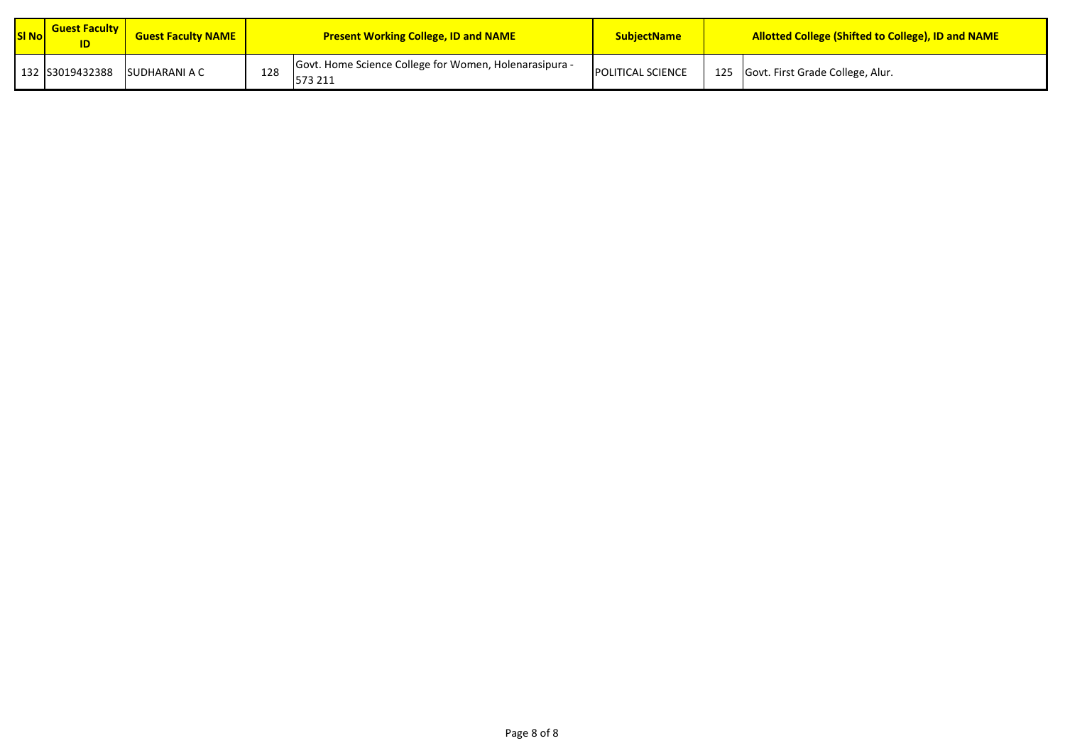| Sl No | Guest Faculty ID | Guest Faculty NAME | Present Working College, ID and NAME | | SubjectName | Allotted College (Shifted to College), ID and NAME | |
|---|---|---|---|---|---|---|---|
| 132 | S3019432388 | SUDHARANI A C | 128 | Govt. Home Science College for Women, Holenarasipura - 573 211 | POLITICAL SCIENCE | 125 | Govt. First Grade College, Alur. |